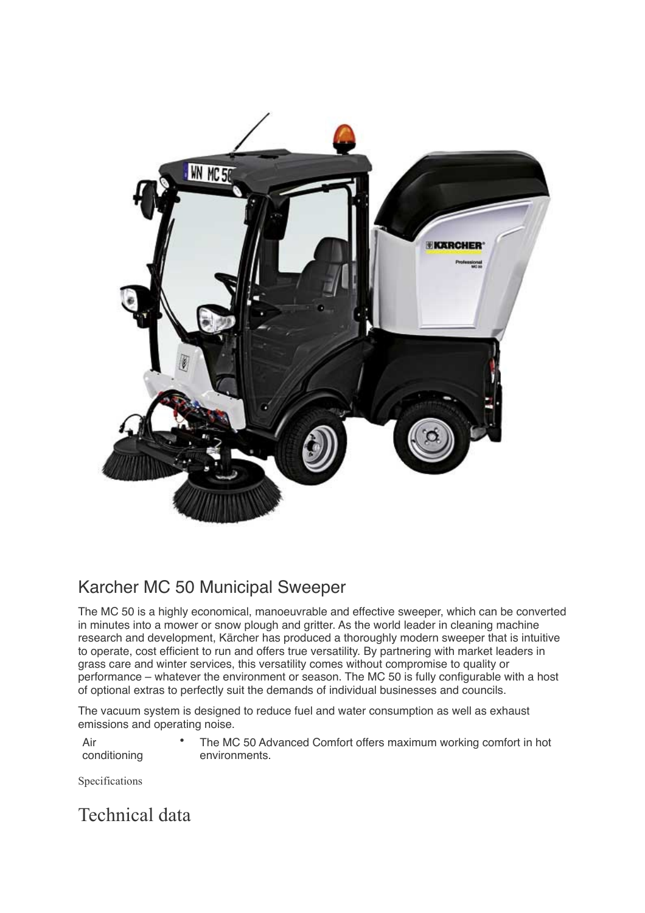# Karcher MC 50 Municipal Sweeper

The MC 50 is a highly economical, manoeuvrable and effective sweeper, which can be converted in minutes into a mower or snow plough and gritter. As the world leader in cleaning machine research and development, Kärcher has produced a thoroughly modern sweeper that is intuitive to operate, cost efficient to run and offers true versatility. By partnering with market leaders in grass care and winter services, this versatility comes without compromise to quality or performance – whatever the environment or season. The MC 50 is fully configurable with a host of optional extras to perfectly suit the demands of individual businesses and councils.

The vacuum system is designed to reduce fuel and water consumption as well as exhaust emissions and operating noise.

| Air conditioning | • The MC 50 Advanced Comfort offers maximum working comfort in hot environments. |
|---|---|

Specifications

# Technical data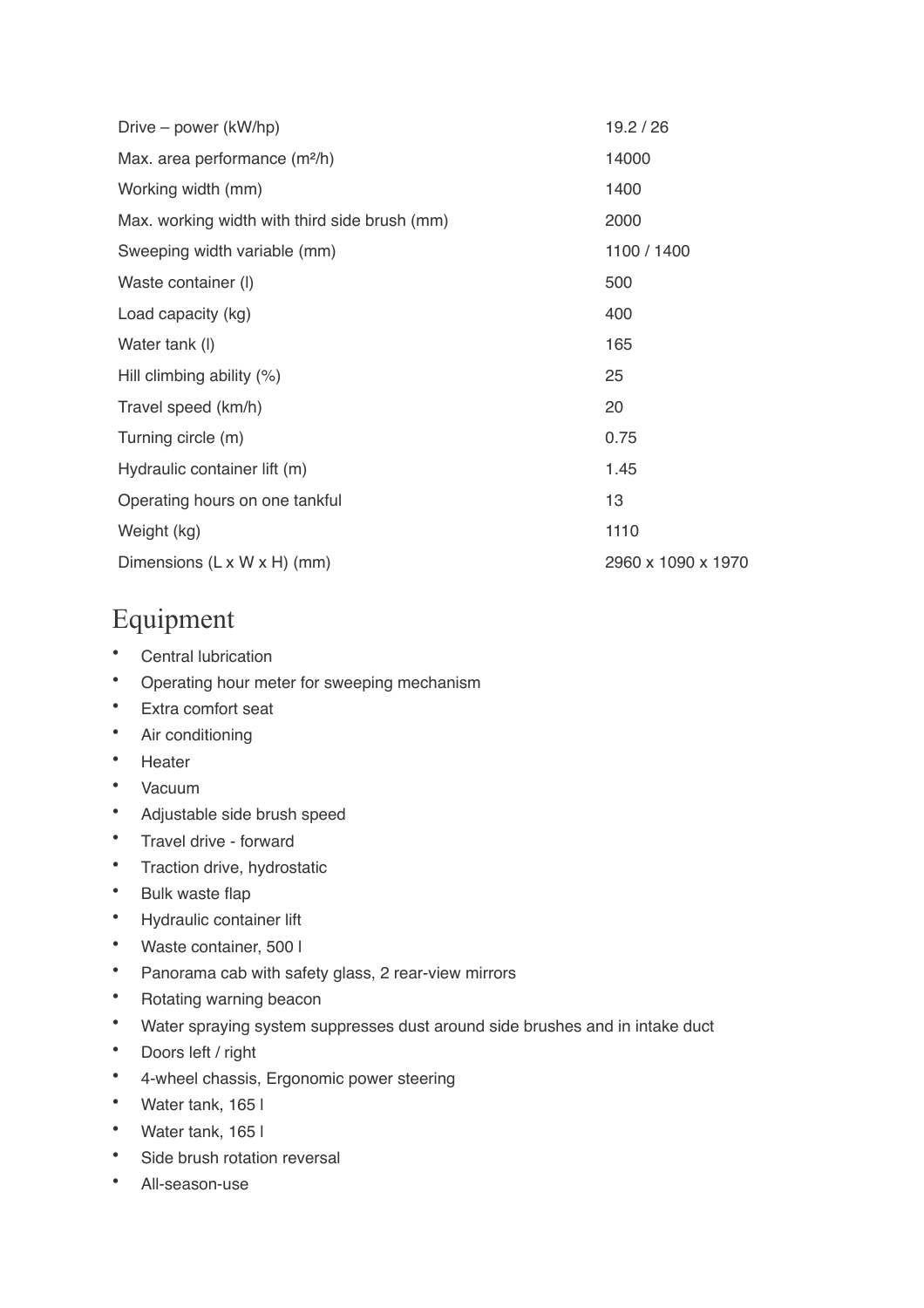| | |
|---|---|
| Drive – power (kW/hp) | 19.2 / 26 |
| Max. area performance (m²/h) | 14000 |
| Working width (mm) | 1400 |
| Max. working width with third side brush (mm) | 2000 |
| Sweeping width variable (mm) | 1100 / 1400 |
| Waste container (l) | 500 |
| Load capacity (kg) | 400 |
| Water tank (l) | 165 |
| Hill climbing ability (%) | 25 |
| Travel speed (km/h) | 20 |
| Turning circle (m) | 0.75 |
| Hydraulic container lift (m) | 1.45 |
| Operating hours on one tankful | 13 |
| Weight (kg) | 1110 |
| Dimensions (L x W x H) (mm) | 2960 x 1090 x 1970 |

# Equipment

- Central lubrication
- Operating hour meter for sweeping mechanism
- Extra comfort seat
- Air conditioning
- Heater
- Vacuum
- Adjustable side brush speed
- Travel drive - forward
- Traction drive, hydrostatic
- Bulk waste flap
- Hydraulic container lift
- Waste container, 500 l
- Panorama cab with safety glass, 2 rear-view mirrors
- Rotating warning beacon
- Water spraying system suppresses dust around side brushes and in intake duct
- Doors left / right
- 4-wheel chassis, Ergonomic power steering
- Water tank, 165 l
- Water tank, 165 l
- Side brush rotation reversal
- All-season-use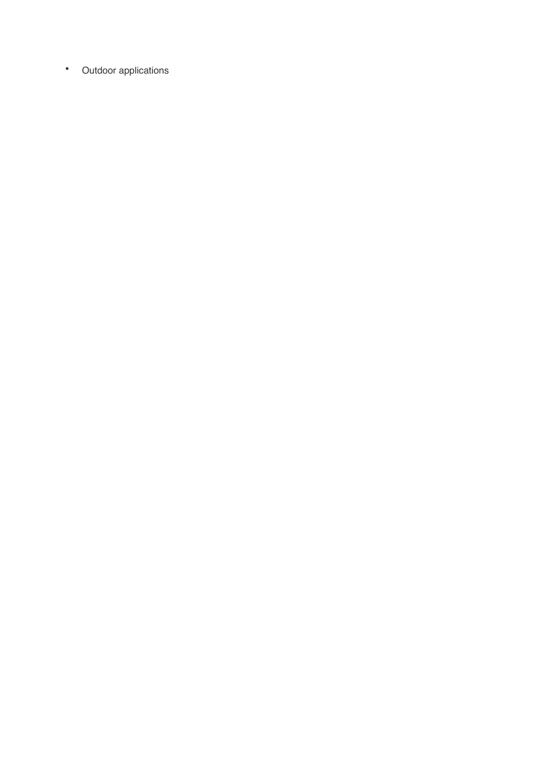- Outdoor applications